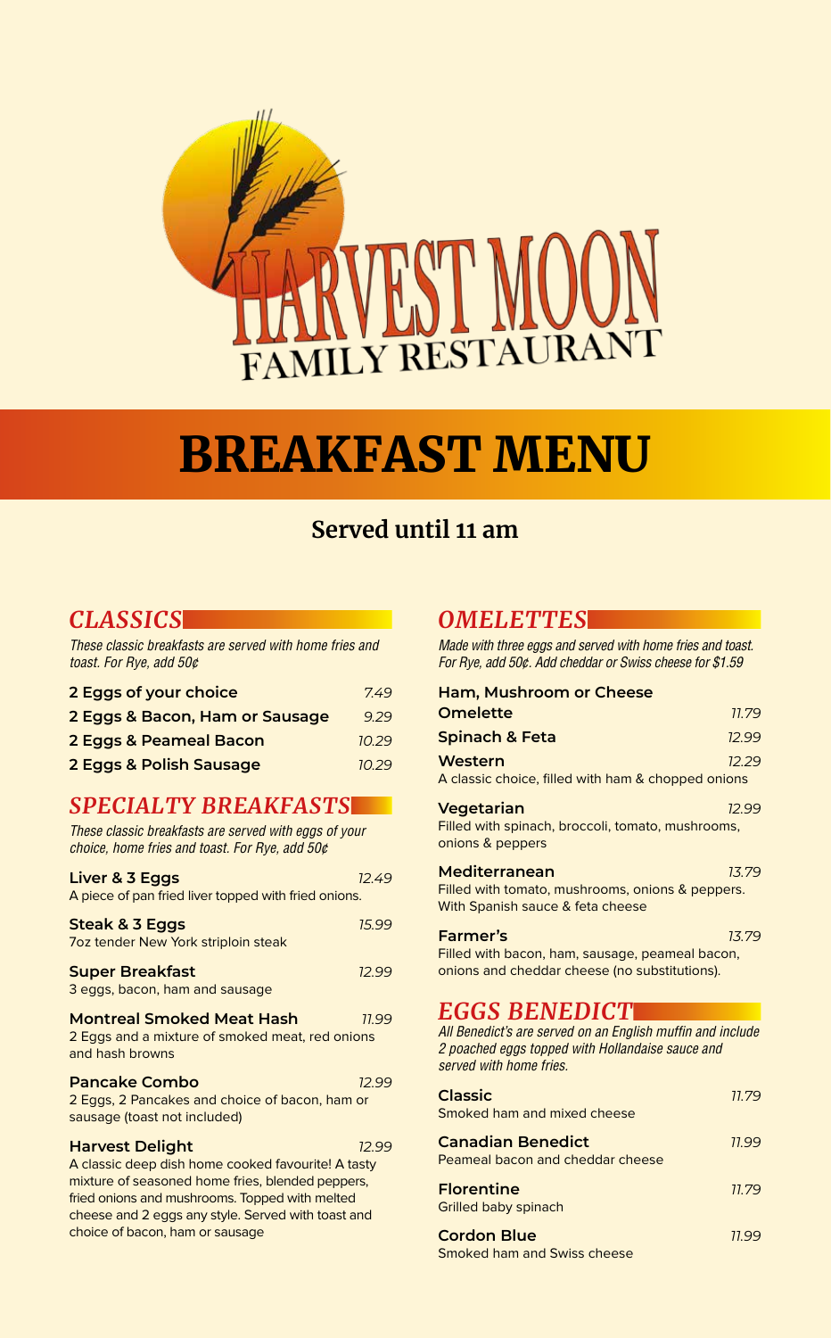# HARVEST MOON

FAMILY RESTAURANT

# BREAKFAST MENU

## Served until 11 am

## CLASSICS

*These classic breakfasts are served with home fries and toast. For Rye, add 50¢*

| Item | Price |
|---|---|
| **2 Eggs of your choice** | *7.49* |
| **2 Eggs & Bacon, Ham or Sausage** | *9.29* |
| **2 Eggs & Peameal Bacon** | *10.29* |
| **2 Eggs & Polish Sausage** | *10.29* |

## SPECIALTY BREAKFASTS

*These classic breakfasts are served with eggs of your choice, home fries and toast. For Rye, add 50¢*

**Liver & 3 Eggs** *12.49*
A piece of pan fried liver topped with fried onions.

**Steak & 3 Eggs** *15.99*
7oz tender New York striploin steak

**Super Breakfast** *12.99*
3 eggs, bacon, ham and sausage

**Montreal Smoked Meat Hash** *11.99*
2 Eggs and a mixture of smoked meat, red onions and hash browns

**Pancake Combo** *12.99*
2 Eggs, 2 Pancakes and choice of bacon, ham or sausage (toast not included)

**Harvest Delight** *12.99*
A classic deep dish home cooked favourite! A tasty mixture of seasoned home fries, blended peppers, fried onions and mushrooms. Topped with melted cheese and 2 eggs any style. Served with toast and choice of bacon, ham or sausage

## OMELETTES

*Made with three eggs and served with home fries and toast. For Rye, add 50¢. Add cheddar or Swiss cheese for $1.59*

**Ham, Mushroom or Cheese Omelette** *11.79*

**Spinach & Feta** *12.99*

**Western** *12.29*
A classic choice, filled with ham & chopped onions

**Vegetarian** *12.99*
Filled with spinach, broccoli, tomato, mushrooms, onions & peppers

**Mediterranean** *13.79*
Filled with tomato, mushrooms, onions & peppers. With Spanish sauce & feta cheese

**Farmer's** *13.79*
Filled with bacon, ham, sausage, peameal bacon, onions and cheddar cheese (no substitutions).

## EGGS BENEDICT

*All Benedict's are served on an English muffin and include 2 poached eggs topped with Hollandaise sauce and served with home fries.*

**Classic** *11.79*
Smoked ham and mixed cheese

**Canadian Benedict** *11.99*
Peameal bacon and cheddar cheese

**Florentine** *11.79*
Grilled baby spinach

**Cordon Blue** *11.99*
Smoked ham and Swiss cheese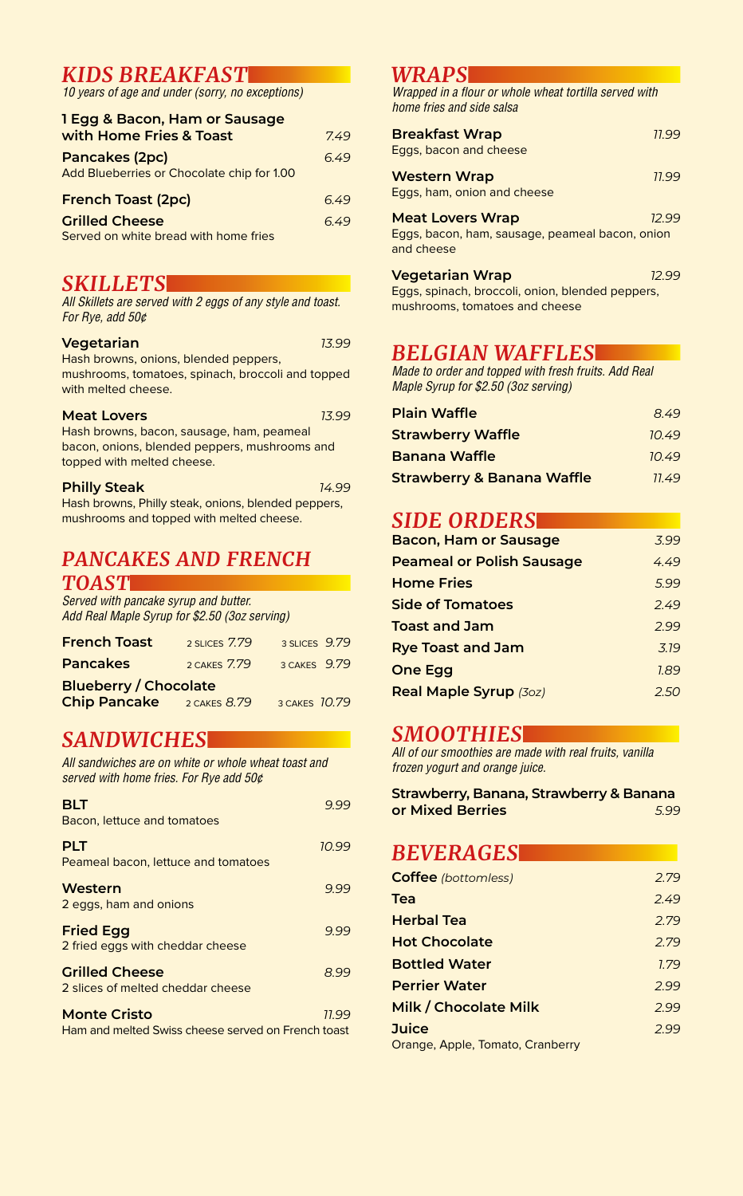## KIDS BREAKFAST

*10 years of age and under (sorry, no exceptions)*

**1 Egg & Bacon, Ham or Sausage with Home Fries & Toast** 7.49

**Pancakes (2pc)** 6.49
Add Blueberries or Chocolate chip for 1.00

**French Toast (2pc)** 6.49

**Grilled Cheese** 6.49
Served on white bread with home fries

## SKILLETS

*All Skillets are served with 2 eggs of any style and toast. For Rye, add 50¢*

**Vegetarian** 13.99
Hash browns, onions, blended peppers, mushrooms, tomatoes, spinach, broccoli and topped with melted cheese.

**Meat Lovers** 13.99
Hash browns, bacon, sausage, ham, peameal bacon, onions, blended peppers, mushrooms and topped with melted cheese.

**Philly Steak** 14.99
Hash browns, Philly steak, onions, blended peppers, mushrooms and topped with melted cheese.

## PANCAKES AND FRENCH TOAST

*Served with pancake syrup and butter. Add Real Maple Syrup for $2.50 (3oz serving)*

| | | |
|---|---|---|
| **French Toast** | 2 SLICES 7.79 | 3 SLICES 9.79 |
| **Pancakes** | 2 CAKES 7.79 | 3 CAKES 9.79 |
| **Blueberry / Chocolate Chip Pancake** | 2 CAKES 8.79 | 3 CAKES 10.79 |

## SANDWICHES

*All sandwiches are on white or whole wheat toast and served with home fries. For Rye add 50¢*

**BLT** 9.99
Bacon, lettuce and tomatoes

**PLT** 10.99
Peameal bacon, lettuce and tomatoes

**Western** 9.99
2 eggs, ham and onions

**Fried Egg** 9.99
2 fried eggs with cheddar cheese

**Grilled Cheese** 8.99
2 slices of melted cheddar cheese

**Monte Cristo** 11.99
Ham and melted Swiss cheese served on French toast

## WRAPS

*Wrapped in a flour or whole wheat tortilla served with home fries and side salsa*

**Breakfast Wrap** 11.99
Eggs, bacon and cheese

**Western Wrap** 11.99
Eggs, ham, onion and cheese

**Meat Lovers Wrap** 12.99
Eggs, bacon, ham, sausage, peameal bacon, onion and cheese

**Vegetarian Wrap** 12.99
Eggs, spinach, broccoli, onion, blended peppers, mushrooms, tomatoes and cheese

## BELGIAN WAFFLES

*Made to order and topped with fresh fruits. Add Real Maple Syrup for $2.50 (3oz serving)*

| | |
|---|---|
| **Plain Waffle** | 8.49 |
| **Strawberry Waffle** | 10.49 |
| **Banana Waffle** | 10.49 |
| **Strawberry & Banana Waffle** | 11.49 |

## SIDE ORDERS

| | |
|---|---|
| **Bacon, Ham or Sausage** | 3.99 |
| **Peameal or Polish Sausage** | 4.49 |
| **Home Fries** | 5.99 |
| **Side of Tomatoes** | 2.49 |
| **Toast and Jam** | 2.99 |
| **Rye Toast and Jam** | 3.19 |
| **One Egg** | 1.89 |
| **Real Maple Syrup** *(3oz)* | 2.50 |

## SMOOTHIES

*All of our smoothies are made with real fruits, vanilla frozen yogurt and orange juice.*

**Strawberry, Banana, Strawberry & Banana or Mixed Berries** 5.99

## BEVERAGES

| | |
|---|---|
| **Coffee** *(bottomless)* | 2.79 |
| **Tea** | 2.49 |
| **Herbal Tea** | 2.79 |
| **Hot Chocolate** | 2.79 |
| **Bottled Water** | 1.79 |
| **Perrier Water** | 2.99 |
| **Milk / Chocolate Milk** | 2.99 |
| **Juice** (Orange, Apple, Tomato, Cranberry) | 2.99 |